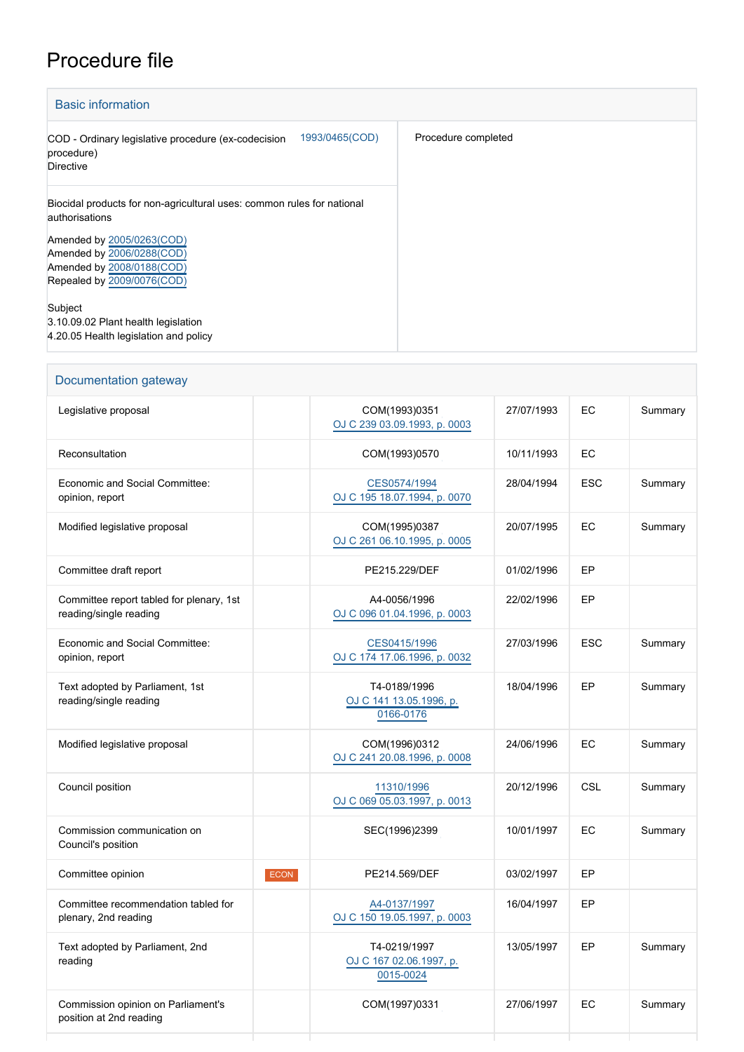# Procedure file

## Basic information

| | | |
|---|---|---|
| COD - Ordinary legislative procedure (ex-codecision procedure)<br>Directive | 1993/0465(COD) | Procedure completed |
| Biocidal products for non-agricultural uses: common rules for national authorisations<br><br>Amended by 2005/0263(COD)<br>Amended by 2006/0288(COD)<br>Amended by 2008/0188(COD)<br>Repealed by 2009/0076(COD)<br><br>Subject<br>3.10.09.02 Plant health legislation<br>4.20.05 Health legislation and policy | | |

## Documentation gateway

| | | | | | |
|---|---|---|---|---|---|
| Legislative proposal | | COM(1993)0351<br>OJ C 239 03.09.1993, p. 0003 | 27/07/1993 | EC | Summary |
| Reconsultation | | COM(1993)0570 | 10/11/1993 | EC | |
| Economic and Social Committee: opinion, report | | CES0574/1994<br>OJ C 195 18.07.1994, p. 0070 | 28/04/1994 | ESC | Summary |
| Modified legislative proposal | | COM(1995)0387<br>OJ C 261 06.10.1995, p. 0005 | 20/07/1995 | EC | Summary |
| Committee draft report | | PE215.229/DEF | 01/02/1996 | EP | |
| Committee report tabled for plenary, 1st reading/single reading | | A4-0056/1996<br>OJ C 096 01.04.1996, p. 0003 | 22/02/1996 | EP | |
| Economic and Social Committee: opinion, report | | CES0415/1996<br>OJ C 174 17.06.1996, p. 0032 | 27/03/1996 | ESC | Summary |
| Text adopted by Parliament, 1st reading/single reading | | T4-0189/1996<br>OJ C 141 13.05.1996, p. 0166-0176 | 18/04/1996 | EP | Summary |
| Modified legislative proposal | | COM(1996)0312<br>OJ C 241 20.08.1996, p. 0008 | 24/06/1996 | EC | Summary |
| Council position | | 11310/1996<br>OJ C 069 05.03.1997, p. 0013 | 20/12/1996 | CSL | Summary |
| Commission communication on Council's position | | SEC(1996)2399 | 10/01/1997 | EC | Summary |
| Committee opinion | ECON | PE214.569/DEF | 03/02/1997 | EP | |
| Committee recommendation tabled for plenary, 2nd reading | | A4-0137/1997<br>OJ C 150 19.05.1997, p. 0003 | 16/04/1997 | EP | |
| Text adopted by Parliament, 2nd reading | | T4-0219/1997<br>OJ C 167 02.06.1997, p. 0015-0024 | 13/05/1997 | EP | Summary |
| Commission opinion on Parliament's position at 2nd reading | | COM(1997)0331 | 27/06/1997 | EC | Summary |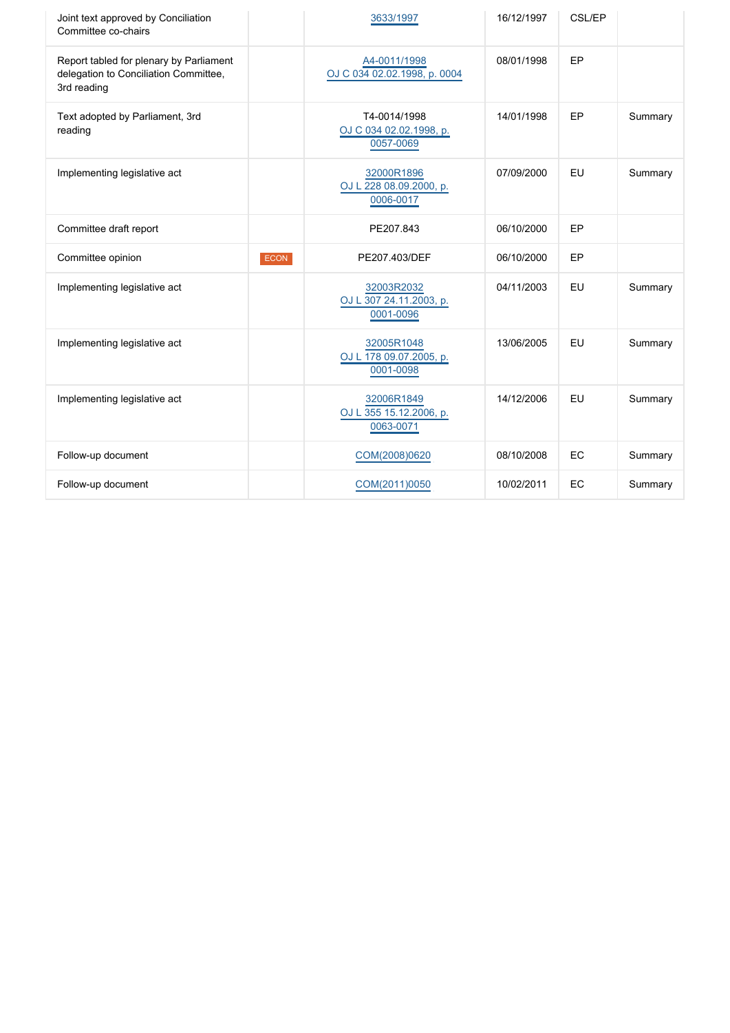| | | | | | |
|---|---|---|---|---|---|
| Joint text approved by Conciliation Committee co-chairs | | 3633/1997 | 16/12/1997 | CSL/EP | |
| Report tabled for plenary by Parliament delegation to Conciliation Committee, 3rd reading | | A4-0011/1998 OJ C 034 02.02.1998, p. 0004 | 08/01/1998 | EP | |
| Text adopted by Parliament, 3rd reading | | T4-0014/1998 OJ C 034 02.02.1998, p. 0057-0069 | 14/01/1998 | EP | Summary |
| Implementing legislative act | | 32000R1896 OJ L 228 08.09.2000, p. 0006-0017 | 07/09/2000 | EU | Summary |
| Committee draft report | | PE207.843 | 06/10/2000 | EP | |
| Committee opinion | ECON | PE207.403/DEF | 06/10/2000 | EP | |
| Implementing legislative act | | 32003R2032 OJ L 307 24.11.2003, p. 0001-0096 | 04/11/2003 | EU | Summary |
| Implementing legislative act | | 32005R1048 OJ L 178 09.07.2005, p. 0001-0098 | 13/06/2005 | EU | Summary |
| Implementing legislative act | | 32006R1849 OJ L 355 15.12.2006, p. 0063-0071 | 14/12/2006 | EU | Summary |
| Follow-up document | | COM(2008)0620 | 08/10/2008 | EC | Summary |
| Follow-up document | | COM(2011)0050 | 10/02/2011 | EC | Summary |